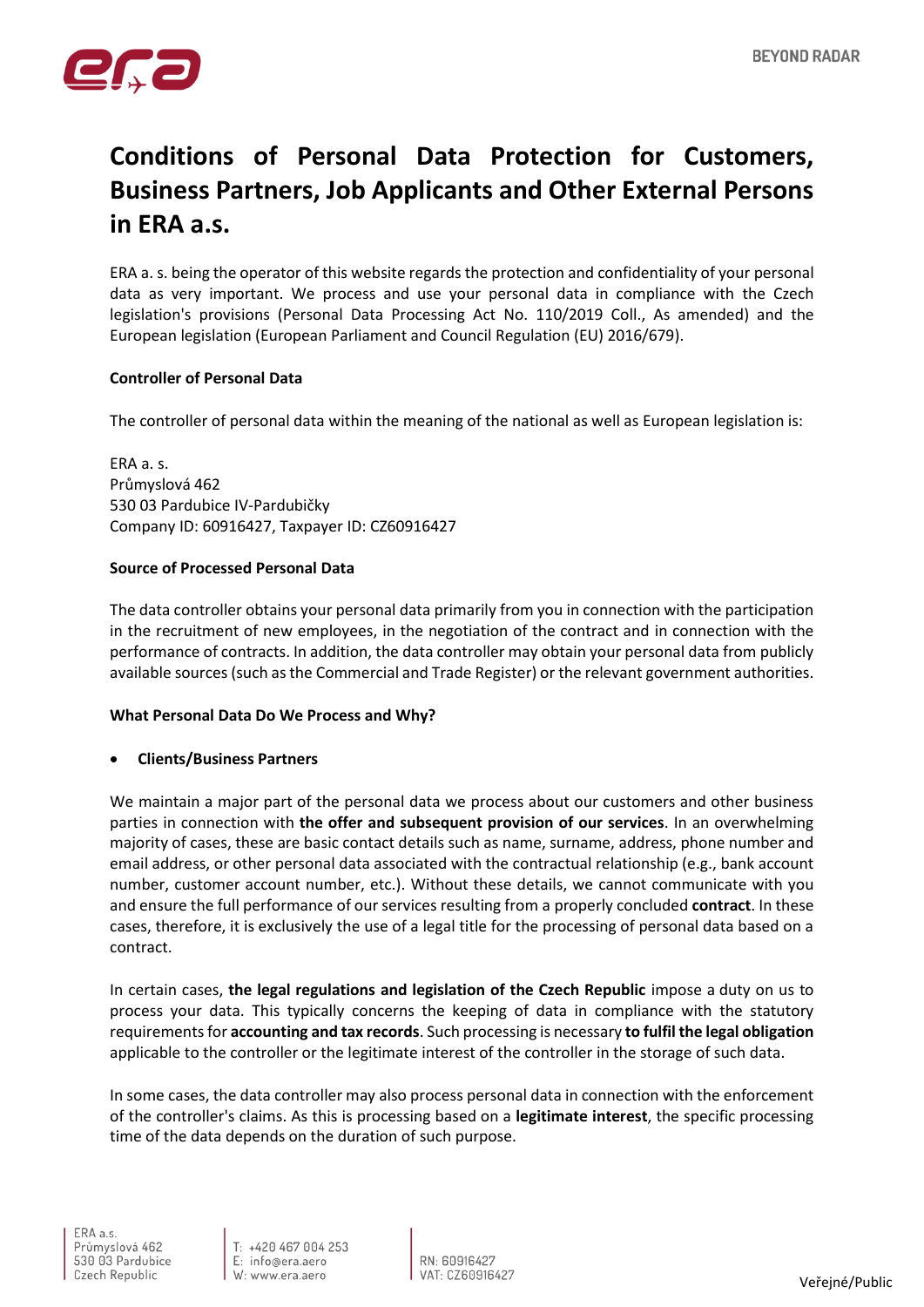# Conditions of Personal Data Protection for Customers, Business Partners, Job Applicants and Other External Persons in ERA a.s.

ERA a. s. being the operator of this website regards the protection and confidentiality of your personal data as very important. We process and use your personal data in compliance with the Czech legislation's provisions (Personal Data Processing Act No. 110/2019 Coll., As amended) and the European legislation (European Parliament and Council Regulation (EU) 2016/679).

**Controller of Personal Data**

The controller of personal data within the meaning of the national as well as European legislation is:

ERA a. s.
Průmyslová 462
530 03 Pardubice IV-Pardubičky
Company ID: 60916427, Taxpayer ID: CZ60916427

**Source of Processed Personal Data**

The data controller obtains your personal data primarily from you in connection with the participation in the recruitment of new employees, in the negotiation of the contract and in connection with the performance of contracts. In addition, the data controller may obtain your personal data from publicly available sources (such as the Commercial and Trade Register) or the relevant government authorities.

**What Personal Data Do We Process and Why?**

- **Clients/Business Partners**

We maintain a major part of the personal data we process about our customers and other business parties in connection with **the offer and subsequent provision of our services**. In an overwhelming majority of cases, these are basic contact details such as name, surname, address, phone number and email address, or other personal data associated with the contractual relationship (e.g., bank account number, customer account number, etc.). Without these details, we cannot communicate with you and ensure the full performance of our services resulting from a properly concluded **contract**. In these cases, therefore, it is exclusively the use of a legal title for the processing of personal data based on a contract.

In certain cases, **the legal regulations and legislation of the Czech Republic** impose a duty on us to process your data. This typically concerns the keeping of data in compliance with the statutory requirements for **accounting and tax records**. Such processing is necessary **to fulfil the legal obligation** applicable to the controller or the legitimate interest of the controller in the storage of such data.

In some cases, the data controller may also process personal data in connection with the enforcement of the controller's claims. As this is processing based on a **legitimate interest**, the specific processing time of the data depends on the duration of such purpose.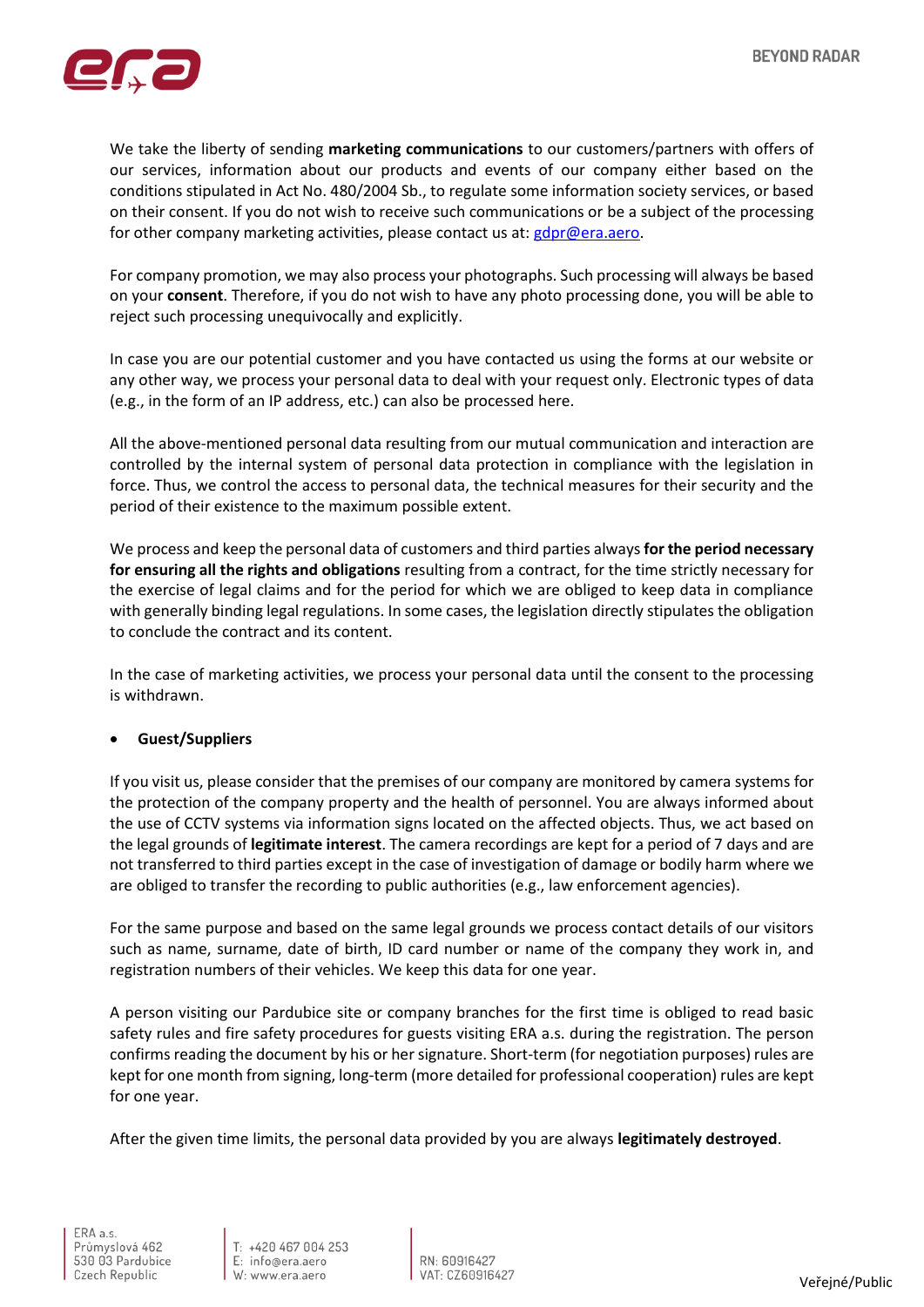We take the liberty of sending **marketing communications** to our customers/partners with offers of our services, information about our products and events of our company either based on the conditions stipulated in Act No. 480/2004 Sb., to regulate some information society services, or based on their consent. If you do not wish to receive such communications or be a subject of the processing for other company marketing activities, please contact us at: gdpr@era.aero.

For company promotion, we may also process your photographs. Such processing will always be based on your **consent**. Therefore, if you do not wish to have any photo processing done, you will be able to reject such processing unequivocally and explicitly.

In case you are our potential customer and you have contacted us using the forms at our website or any other way, we process your personal data to deal with your request only. Electronic types of data (e.g., in the form of an IP address, etc.) can also be processed here.

All the above-mentioned personal data resulting from our mutual communication and interaction are controlled by the internal system of personal data protection in compliance with the legislation in force. Thus, we control the access to personal data, the technical measures for their security and the period of their existence to the maximum possible extent.

We process and keep the personal data of customers and third parties always **for the period necessary for ensuring all the rights and obligations** resulting from a contract, for the time strictly necessary for the exercise of legal claims and for the period for which we are obliged to keep data in compliance with generally binding legal regulations. In some cases, the legislation directly stipulates the obligation to conclude the contract and its content.

In the case of marketing activities, we process your personal data until the consent to the processing is withdrawn.

- **Guest/Suppliers**

If you visit us, please consider that the premises of our company are monitored by camera systems for the protection of the company property and the health of personnel. You are always informed about the use of CCTV systems via information signs located on the affected objects. Thus, we act based on the legal grounds of **legitimate interest**. The camera recordings are kept for a period of 7 days and are not transferred to third parties except in the case of investigation of damage or bodily harm where we are obliged to transfer the recording to public authorities (e.g., law enforcement agencies).

For the same purpose and based on the same legal grounds we process contact details of our visitors such as name, surname, date of birth, ID card number or name of the company they work in, and registration numbers of their vehicles. We keep this data for one year.

A person visiting our Pardubice site or company branches for the first time is obliged to read basic safety rules and fire safety procedures for guests visiting ERA a.s. during the registration. The person confirms reading the document by his or her signature. Short-term (for negotiation purposes) rules are kept for one month from signing, long-term (more detailed for professional cooperation) rules are kept for one year.

After the given time limits, the personal data provided by you are always **legitimately destroyed**.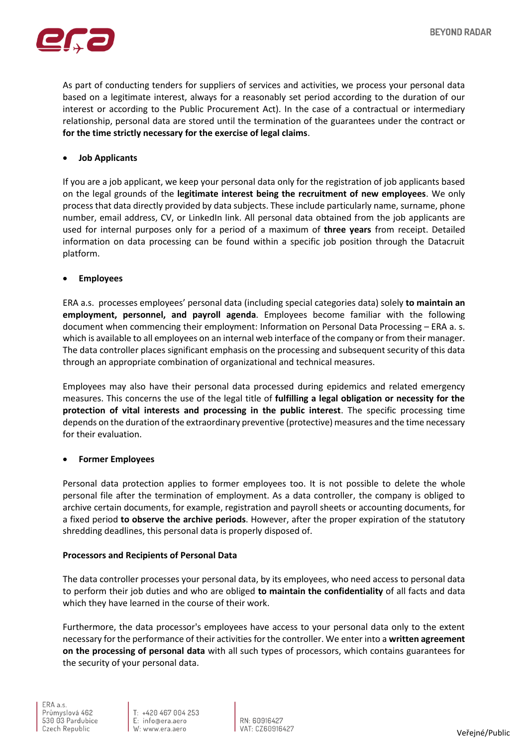As part of conducting tenders for suppliers of services and activities, we process your personal data based on a legitimate interest, always for a reasonably set period according to the duration of our interest or according to the Public Procurement Act). In the case of a contractual or intermediary relationship, personal data are stored until the termination of the guarantees under the contract or **for the time strictly necessary for the exercise of legal claims**.

- **Job Applicants**

If you are a job applicant, we keep your personal data only for the registration of job applicants based on the legal grounds of the **legitimate interest being the recruitment of new employees**. We only process that data directly provided by data subjects. These include particularly name, surname, phone number, email address, CV, or LinkedIn link. All personal data obtained from the job applicants are used for internal purposes only for a period of a maximum of **three years** from receipt. Detailed information on data processing can be found within a specific job position through the Datacruit platform.

- **Employees**

ERA a.s. processes employees' personal data (including special categories data) solely **to maintain an employment, personnel, and payroll agenda**. Employees become familiar with the following document when commencing their employment: Information on Personal Data Processing – ERA a. s. which is available to all employees on an internal web interface of the company or from their manager. The data controller places significant emphasis on the processing and subsequent security of this data through an appropriate combination of organizational and technical measures.

Employees may also have their personal data processed during epidemics and related emergency measures. This concerns the use of the legal title of **fulfilling a legal obligation or necessity for the protection of vital interests and processing in the public interest**. The specific processing time depends on the duration of the extraordinary preventive (protective) measures and the time necessary for their evaluation.

- **Former Employees**

Personal data protection applies to former employees too. It is not possible to delete the whole personal file after the termination of employment. As a data controller, the company is obliged to archive certain documents, for example, registration and payroll sheets or accounting documents, for a fixed period **to observe the archive periods**. However, after the proper expiration of the statutory shredding deadlines, this personal data is properly disposed of.

**Processors and Recipients of Personal Data**

The data controller processes your personal data, by its employees, who need access to personal data to perform their job duties and who are obliged **to maintain the confidentiality** of all facts and data which they have learned in the course of their work.

Furthermore, the data processor's employees have access to your personal data only to the extent necessary for the performance of their activities for the controller. We enter into a **written agreement on the processing of personal data** with all such types of processors, which contains guarantees for the security of your personal data.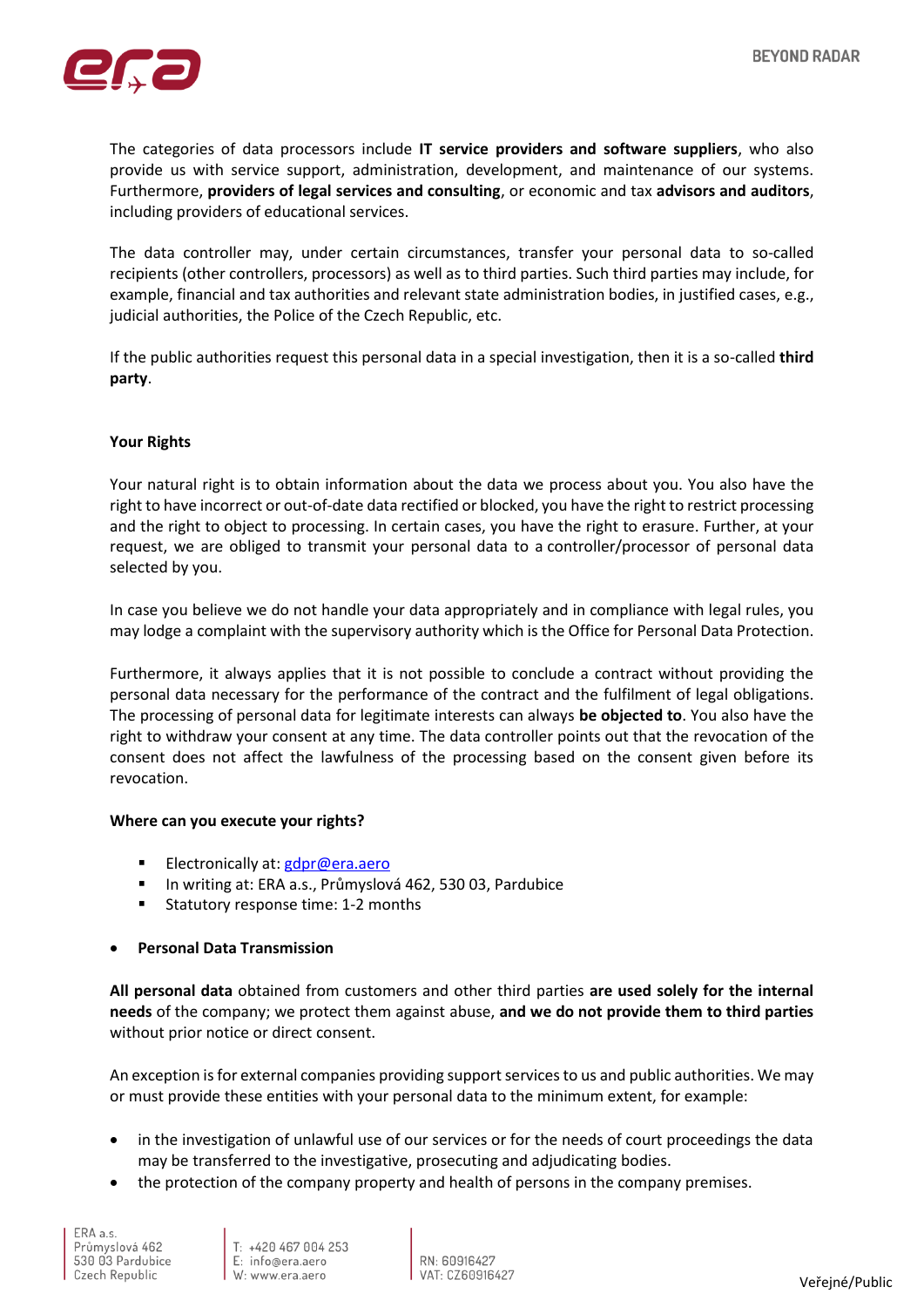The categories of data processors include **IT service providers and software suppliers**, who also provide us with service support, administration, development, and maintenance of our systems. Furthermore, **providers of legal services and consulting**, or economic and tax **advisors and auditors**, including providers of educational services.

The data controller may, under certain circumstances, transfer your personal data to so-called recipients (other controllers, processors) as well as to third parties. Such third parties may include, for example, financial and tax authorities and relevant state administration bodies, in justified cases, e.g., judicial authorities, the Police of the Czech Republic, etc.

If the public authorities request this personal data in a special investigation, then it is a so-called **third party**.

**Your Rights**

Your natural right is to obtain information about the data we process about you. You also have the right to have incorrect or out-of-date data rectified or blocked, you have the right to restrict processing and the right to object to processing. In certain cases, you have the right to erasure. Further, at your request, we are obliged to transmit your personal data to a controller/processor of personal data selected by you.

In case you believe we do not handle your data appropriately and in compliance with legal rules, you may lodge a complaint with the supervisory authority which is the Office for Personal Data Protection.

Furthermore, it always applies that it is not possible to conclude a contract without providing the personal data necessary for the performance of the contract and the fulfilment of legal obligations. The processing of personal data for legitimate interests can always **be objected to**. You also have the right to withdraw your consent at any time. The data controller points out that the revocation of the consent does not affect the lawfulness of the processing based on the consent given before its revocation.

**Where can you execute your rights?**

- Electronically at: gdpr@era.aero
- In writing at: ERA a.s., Průmyslová 462, 530 03, Pardubice
- Statutory response time: 1-2 months

- **Personal Data Transmission**

**All personal data** obtained from customers and other third parties **are used solely for the internal needs** of the company; we protect them against abuse, **and we do not provide them to third parties** without prior notice or direct consent.

An exception is for external companies providing support services to us and public authorities. We may or must provide these entities with your personal data to the minimum extent, for example:

- in the investigation of unlawful use of our services or for the needs of court proceedings the data may be transferred to the investigative, prosecuting and adjudicating bodies.
- the protection of the company property and health of persons in the company premises.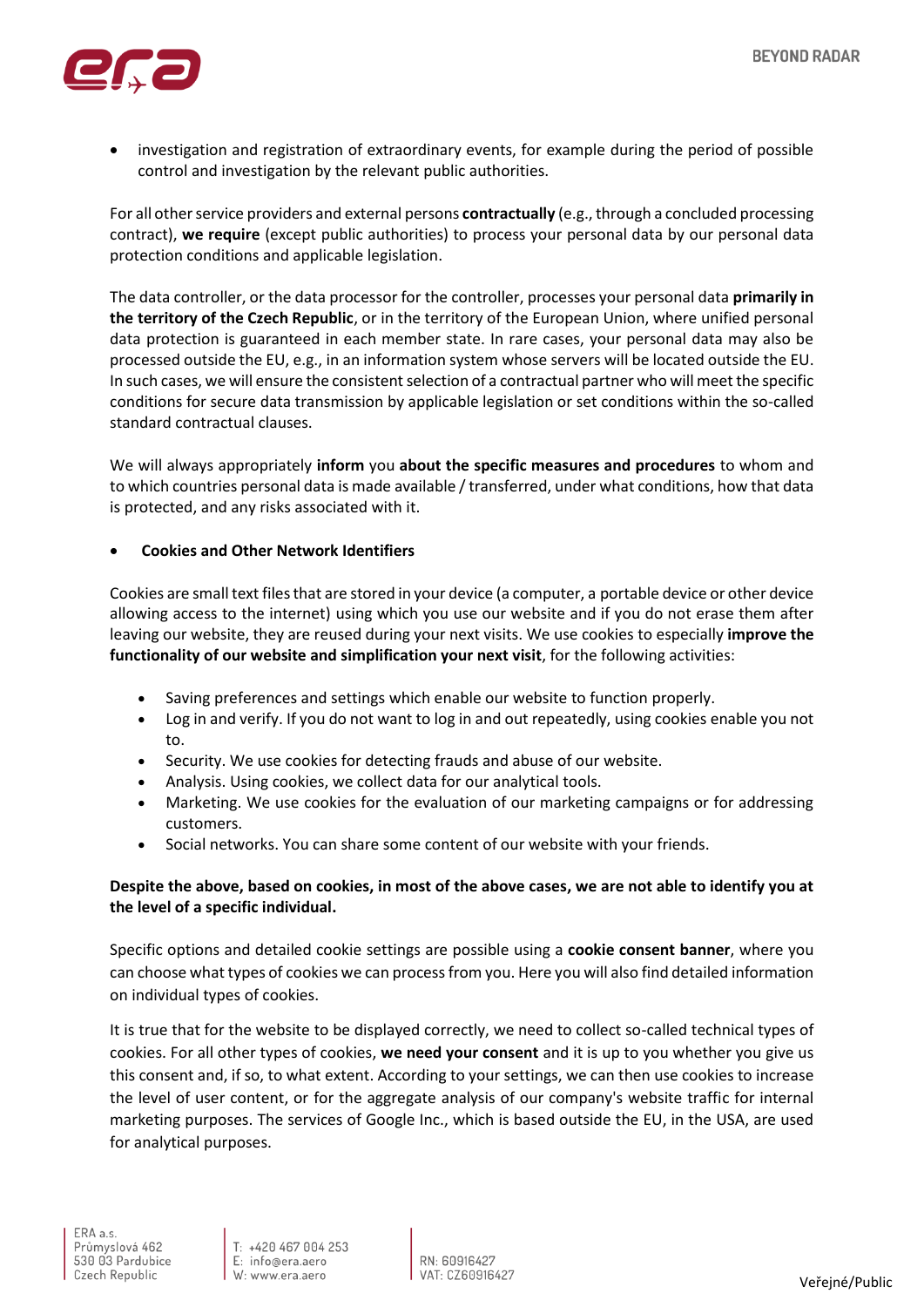- investigation and registration of extraordinary events, for example during the period of possible control and investigation by the relevant public authorities.

For all other service providers and external persons **contractually** (e.g., through a concluded processing contract), **we require** (except public authorities) to process your personal data by our personal data protection conditions and applicable legislation.

The data controller, or the data processor for the controller, processes your personal data **primarily in the territory of the Czech Republic**, or in the territory of the European Union, where unified personal data protection is guaranteed in each member state. In rare cases, your personal data may also be processed outside the EU, e.g., in an information system whose servers will be located outside the EU. In such cases, we will ensure the consistent selection of a contractual partner who will meet the specific conditions for secure data transmission by applicable legislation or set conditions within the so-called standard contractual clauses.

We will always appropriately **inform** you **about the specific measures and procedures** to whom and to which countries personal data is made available / transferred, under what conditions, how that data is protected, and any risks associated with it.

- **Cookies and Other Network Identifiers**

Cookies are small text files that are stored in your device (a computer, a portable device or other device allowing access to the internet) using which you use our website and if you do not erase them after leaving our website, they are reused during your next visits. We use cookies to especially **improve the functionality of our website and simplification your next visit**, for the following activities:

- Saving preferences and settings which enable our website to function properly.
- Log in and verify. If you do not want to log in and out repeatedly, using cookies enable you not to.
- Security. We use cookies for detecting frauds and abuse of our website.
- Analysis. Using cookies, we collect data for our analytical tools.
- Marketing. We use cookies for the evaluation of our marketing campaigns or for addressing customers.
- Social networks. You can share some content of our website with your friends.

**Despite the above, based on cookies, in most of the above cases, we are not able to identify you at the level of a specific individual.**

Specific options and detailed cookie settings are possible using a **cookie consent banner**, where you can choose what types of cookies we can process from you. Here you will also find detailed information on individual types of cookies.

It is true that for the website to be displayed correctly, we need to collect so-called technical types of cookies. For all other types of cookies, **we need your consent** and it is up to you whether you give us this consent and, if so, to what extent. According to your settings, we can then use cookies to increase the level of user content, or for the aggregate analysis of our company's website traffic for internal marketing purposes. The services of Google Inc., which is based outside the EU, in the USA, are used for analytical purposes.